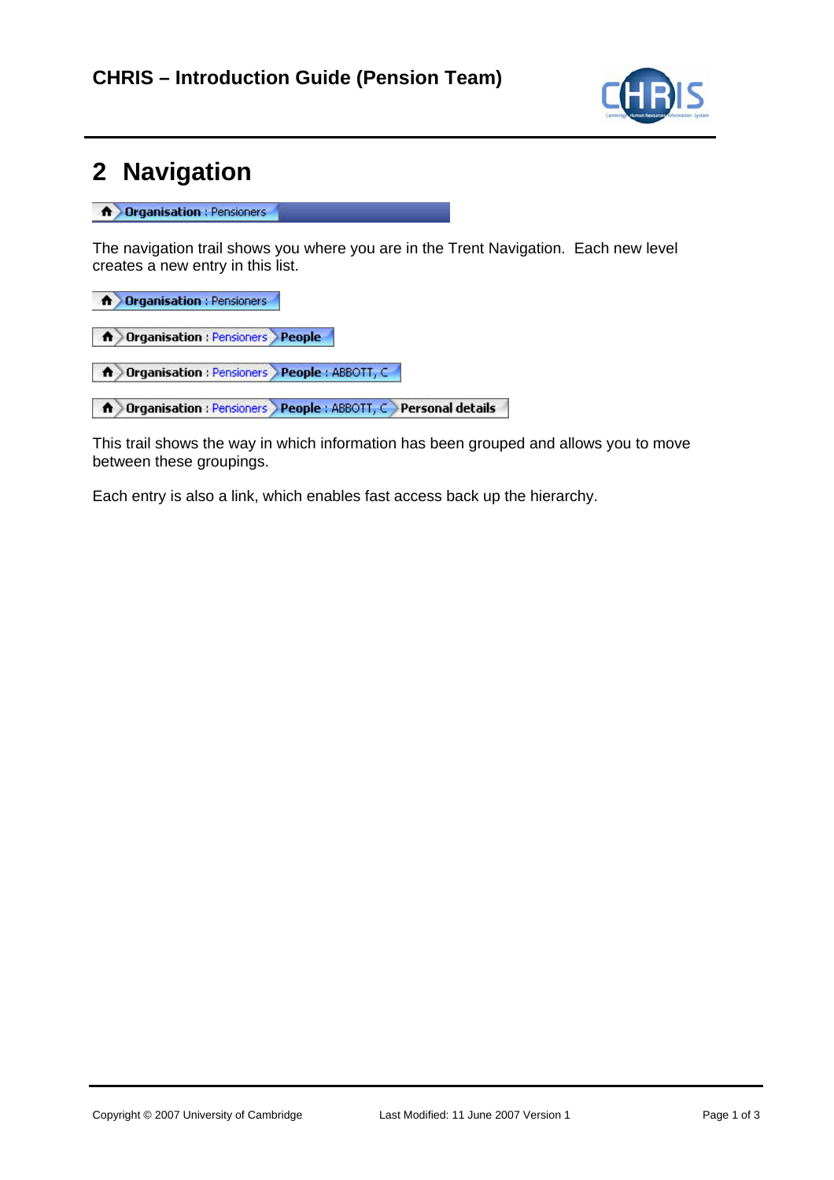# 2 Navigation

Organisation : Pensioners

The navigation trail shows you where you are in the Trent Navigation. Each new level creates a new entry in this list.

Organisation : Pensioners

Organisation : Pensioners > People

Organisation : Pensioners > People : ABBOTT, C

Organisation : Pensioners > People : ABBOTT, C > Personal details

This trail shows the way in which information has been grouped and allows you to move between these groupings.

Each entry is also a link, which enables fast access back up the hierarchy.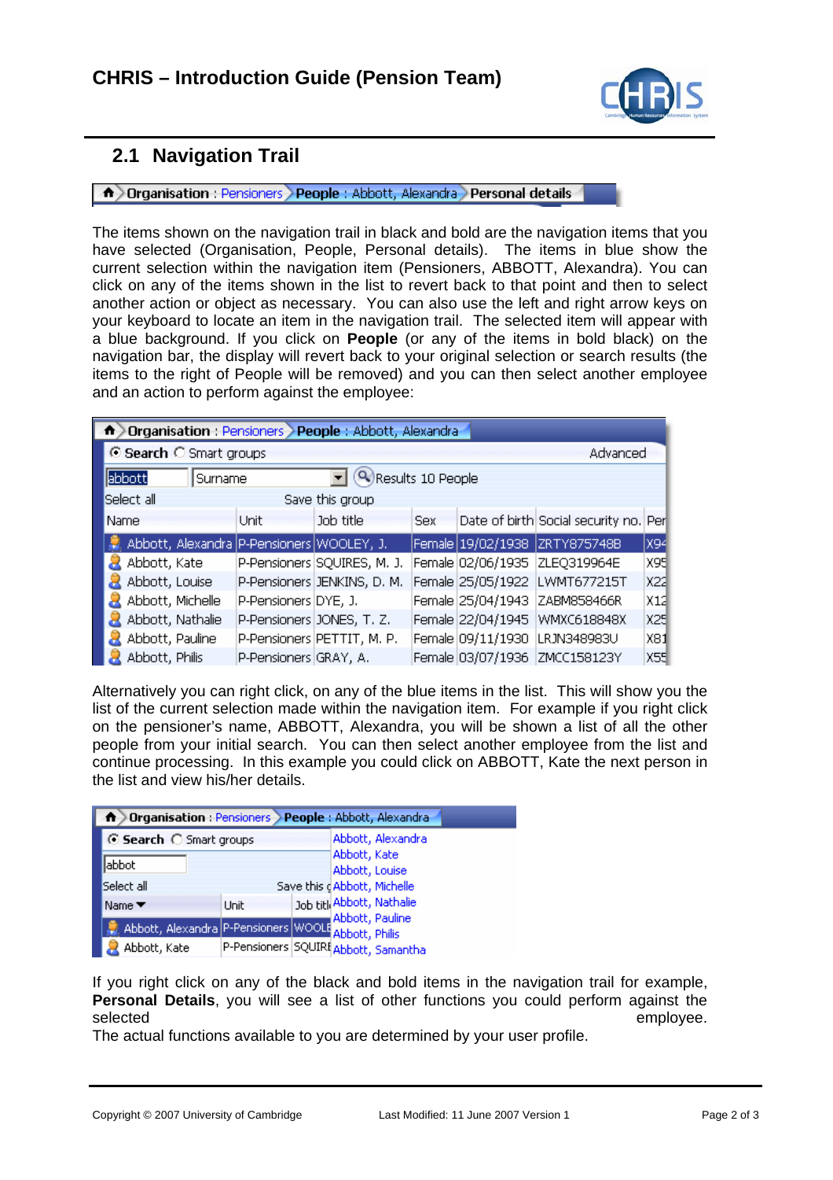## 2.1 Navigation Trail

Organisation : Pensioners > People : Abbott, Alexandra > Personal details

The items shown on the navigation trail in black and bold are the navigation items that you have selected (Organisation, People, Personal details). The items in blue show the current selection within the navigation item (Pensioners, ABBOTT, Alexandra). You can click on any of the items shown in the list to revert back to that point and then to select another action or object as necessary. You can also use the left and right arrow keys on your keyboard to locate an item in the navigation trail. The selected item will appear with a blue background. If you click on **People** (or any of the items in bold black) on the navigation bar, the display will revert back to your original selection or search results (the items to the right of People will be removed) and you can then select another employee and an action to perform against the employee:

Organisation : Pensioners > People : Abbott, Alexandra

Search / Smart groups — Advanced

abbott — Surname — Results 10 People

Select all — Save this group

| Name | Unit | Job title | Sex | Date of birth | Social security no. | Per |
|---|---|---|---|---|---|---|
| Abbott, Alexandra | P-Pensioners | WOOLEY, J. | Female | 19/02/1938 | ZRTY875748B | X94 |
| Abbott, Kate | P-Pensioners | SQUIRES, M. J. | Female | 02/06/1935 | ZLEQ319964E | X95 |
| Abbott, Louise | P-Pensioners | JENKINS, D. M. | Female | 25/05/1922 | LWMT677215T | X22 |
| Abbott, Michelle | P-Pensioners | DYE, J. | Female | 25/04/1943 | ZABM858466R | X12 |
| Abbott, Nathalie | P-Pensioners | JONES, T. Z. | Female | 22/04/1945 | WMXC618848X | X25 |
| Abbott, Pauline | P-Pensioners | PETTIT, M. P. | Female | 09/11/1930 | LRJN348983U | X81 |
| Abbott, Philis | P-Pensioners | GRAY, A. | Female | 03/07/1936 | ZMCC158123Y | X55 |

Alternatively you can right click, on any of the blue items in the list. This will show you the list of the current selection made within the navigation item. For example if you right click on the pensioner's name, ABBOTT, Alexandra, you will be shown a list of all the other people from your initial search. You can then select another employee from the list and continue processing. In this example you could click on ABBOTT, Kate the next person in the list and view his/her details.

Organisation : Pensioners > People : Abbott, Alexandra

- Abbott, Alexandra
- Abbott, Kate
- Abbott, Louise
- Abbott, Michelle
- Abbott, Nathalie
- Abbott, Pauline
- Abbott, Philis
- Abbott, Samantha

If you right click on any of the black and bold items in the navigation trail for example, **Personal Details**, you will see a list of other functions you could perform against the selected employee.

The actual functions available to you are determined by your user profile.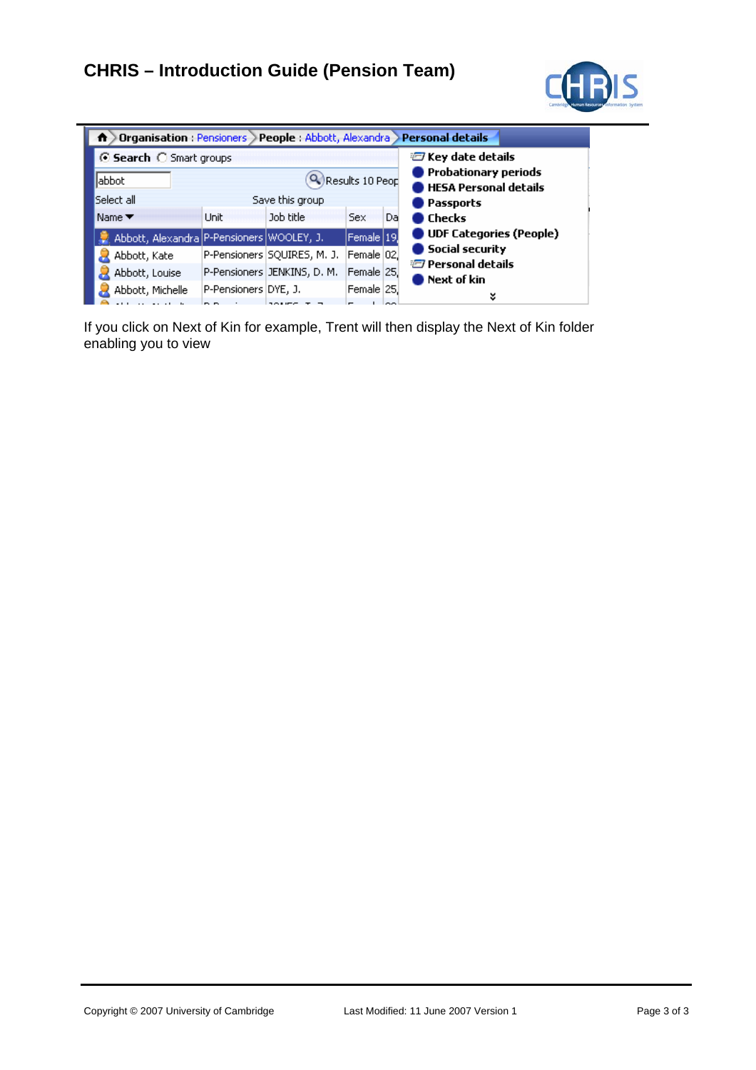If you click on Next of Kin for example, Trent will then display the Next of Kin folder enabling you to view